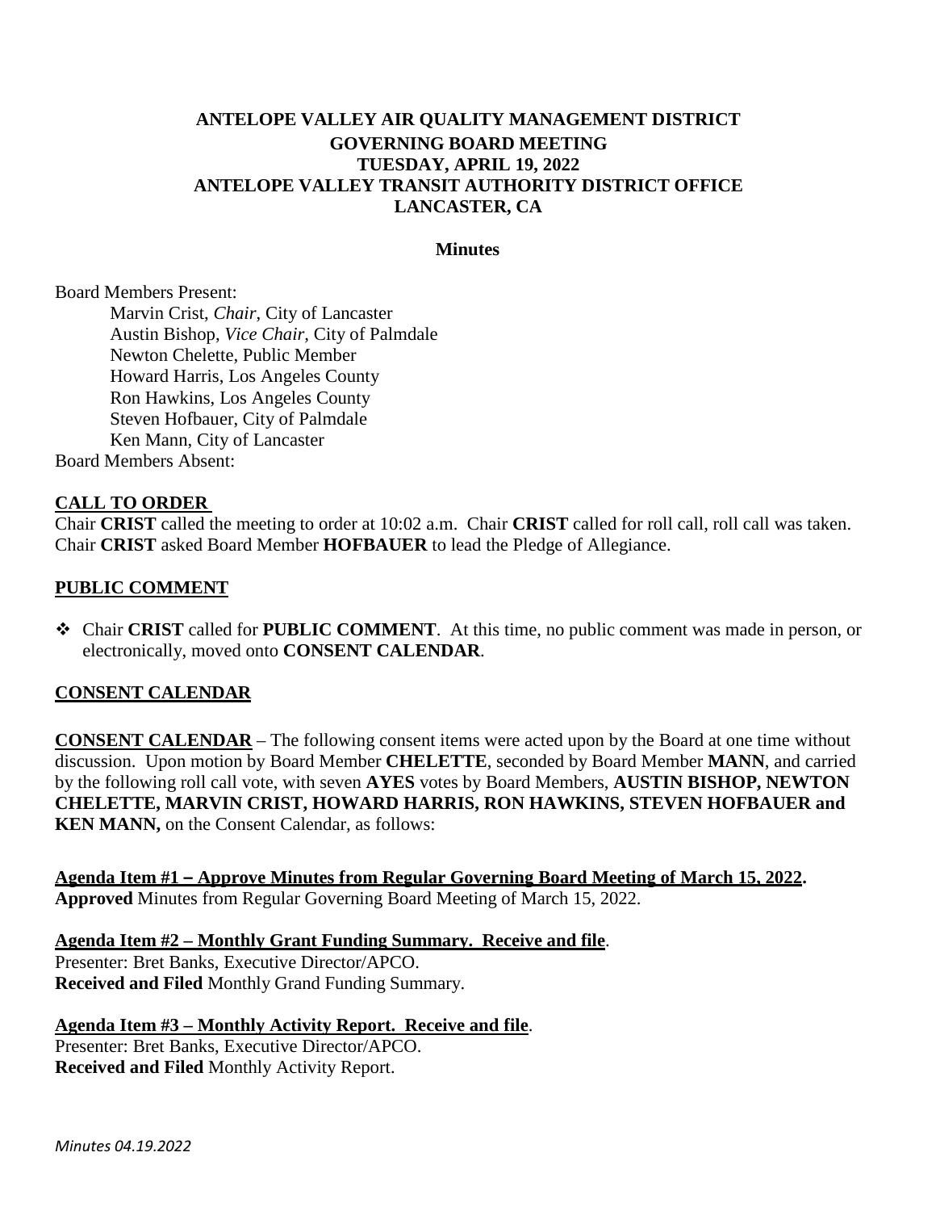# ANTELOPE VALLEY AIR QUALITY MANAGEMENT DISTRICT
## GOVERNING BOARD MEETING
## TUESDAY, APRIL 19, 2022
## ANTELOPE VALLEY TRANSIT AUTHORITY DISTRICT OFFICE
## LANCASTER, CA

**Minutes**

Board Members Present:

Marvin Crist, *Chair*, City of Lancaster
Austin Bishop, *Vice Chair*, City of Palmdale
Newton Chelette, Public Member
Howard Harris, Los Angeles County
Ron Hawkins, Los Angeles County
Steven Hofbauer, City of Palmdale
Ken Mann, City of Lancaster

Board Members Absent:

**CALL TO ORDER**

Chair **CRIST** called the meeting to order at 10:02 a.m. Chair **CRIST** called for roll call, roll call was taken. Chair **CRIST** asked Board Member **HOFBAUER** to lead the Pledge of Allegiance.

**PUBLIC COMMENT**

- Chair **CRIST** called for **PUBLIC COMMENT**. At this time, no public comment was made in person, or electronically, moved onto **CONSENT CALENDAR**.

**CONSENT CALENDAR**

**CONSENT CALENDAR** – The following consent items were acted upon by the Board at one time without discussion. Upon motion by Board Member **CHELETTE**, seconded by Board Member **MANN**, and carried by the following roll call vote, with seven **AYES** votes by Board Members, **AUSTIN BISHOP, NEWTON CHELETTE, MARVIN CRIST, HOWARD HARRIS, RON HAWKINS, STEVEN HOFBAUER and KEN MANN,** on the Consent Calendar, as follows:

**Agenda Item #1 – Approve Minutes from Regular Governing Board Meeting of March 15, 2022.**
**Approved** Minutes from Regular Governing Board Meeting of March 15, 2022.

**Agenda Item #2 – Monthly Grant Funding Summary. Receive and file**.
Presenter: Bret Banks, Executive Director/APCO.
**Received and Filed** Monthly Grand Funding Summary.

**Agenda Item #3 – Monthly Activity Report. Receive and file**.
Presenter: Bret Banks, Executive Director/APCO.
**Received and Filed** Monthly Activity Report.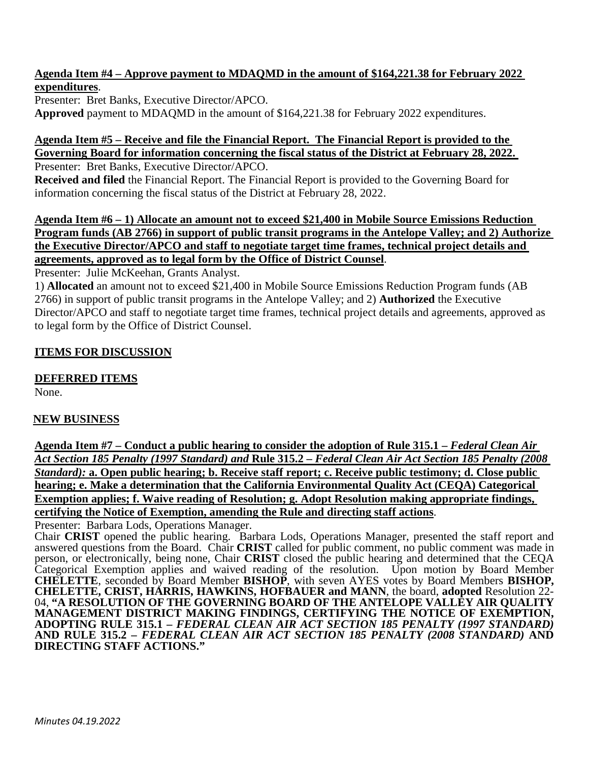**Agenda Item #4 – Approve payment to MDAQMD in the amount of $164,221.38 for February 2022 expenditures**.

Presenter: Bret Banks, Executive Director/APCO.

**Approved** payment to MDAQMD in the amount of $164,221.38 for February 2022 expenditures.

**Agenda Item #5 – Receive and file the Financial Report. The Financial Report is provided to the Governing Board for information concerning the fiscal status of the District at February 28, 2022.**

Presenter: Bret Banks, Executive Director/APCO.

**Received and filed** the Financial Report. The Financial Report is provided to the Governing Board for information concerning the fiscal status of the District at February 28, 2022.

**Agenda Item #6 – 1) Allocate an amount not to exceed $21,400 in Mobile Source Emissions Reduction Program funds (AB 2766) in support of public transit programs in the Antelope Valley; and 2) Authorize the Executive Director/APCO and staff to negotiate target time frames, technical project details and agreements, approved as to legal form by the Office of District Counsel**.

Presenter: Julie McKeehan, Grants Analyst.

1) **Allocated** an amount not to exceed $21,400 in Mobile Source Emissions Reduction Program funds (AB 2766) in support of public transit programs in the Antelope Valley; and 2) **Authorized** the Executive Director/APCO and staff to negotiate target time frames, technical project details and agreements, approved as to legal form by the Office of District Counsel.

## ITEMS FOR DISCUSSION

### DEFERRED ITEMS

None.

### NEW BUSINESS

**Agenda Item #7 – Conduct a public hearing to consider the adoption of Rule 315.1 – *Federal Clean Air Act Section 185 Penalty (1997 Standard) and* Rule 315.2 – *Federal Clean Air Act Section 185 Penalty (2008 Standard):* a. Open public hearing; b. Receive staff report; c. Receive public testimony; d. Close public hearing; e. Make a determination that the California Environmental Quality Act (CEQA) Categorical Exemption applies; f. Waive reading of Resolution; g. Adopt Resolution making appropriate findings, certifying the Notice of Exemption, amending the Rule and directing staff actions**.

Presenter: Barbara Lods, Operations Manager.

Chair **CRIST** opened the public hearing. Barbara Lods, Operations Manager, presented the staff report and answered questions from the Board. Chair **CRIST** called for public comment, no public comment was made in person, or electronically, being none, Chair **CRIST** closed the public hearing and determined that the CEQA Categorical Exemption applies and waived reading of the resolution. Upon motion by Board Member **CHELETTE**, seconded by Board Member **BISHOP**, with seven AYES votes by Board Members **BISHOP, CHELETTE, CRIST, HARRIS, HAWKINS, HOFBAUER and MANN**, the board, **adopted** Resolution 22-04, **"A RESOLUTION OF THE GOVERNING BOARD OF THE ANTELOPE VALLEY AIR QUALITY MANAGEMENT DISTRICT MAKING FINDINGS, CERTIFYING THE NOTICE OF EXEMPTION, ADOPTING RULE 315.1 – *FEDERAL CLEAN AIR ACT SECTION 185 PENALTY (1997 STANDARD)* AND RULE 315.2 – *FEDERAL CLEAN AIR ACT SECTION 185 PENALTY (2008 STANDARD)* AND DIRECTING STAFF ACTIONS."**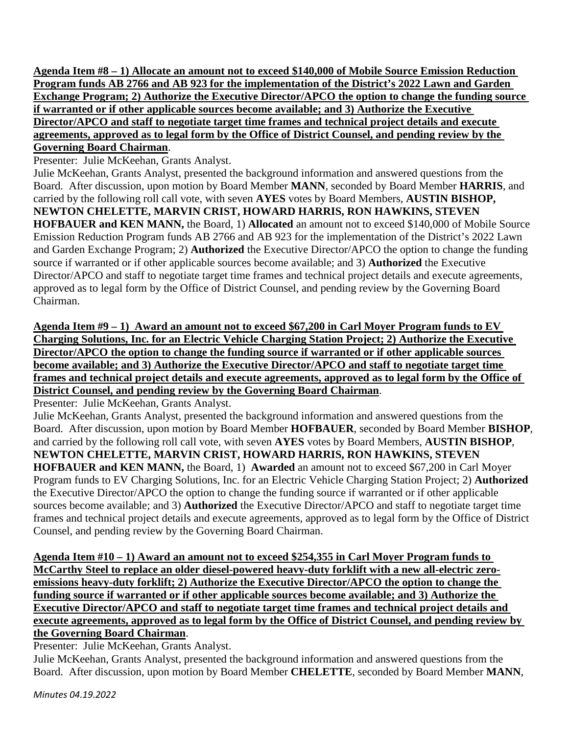**Agenda Item #8 – 1) Allocate an amount not to exceed $140,000 of Mobile Source Emission Reduction Program funds AB 2766 and AB 923 for the implementation of the District's 2022 Lawn and Garden Exchange Program; 2) Authorize the Executive Director/APCO the option to change the funding source if warranted or if other applicable sources become available; and 3) Authorize the Executive Director/APCO and staff to negotiate target time frames and technical project details and execute agreements, approved as to legal form by the Office of District Counsel, and pending review by the Governing Board Chairman**.

Presenter: Julie McKeehan, Grants Analyst.

Julie McKeehan, Grants Analyst, presented the background information and answered questions from the Board. After discussion, upon motion by Board Member **MANN**, seconded by Board Member **HARRIS**, and carried by the following roll call vote, with seven **AYES** votes by Board Members, **AUSTIN BISHOP, NEWTON CHELETTE, MARVIN CRIST, HOWARD HARRIS, RON HAWKINS, STEVEN HOFBAUER and KEN MANN,** the Board, 1) **Allocated** an amount not to exceed $140,000 of Mobile Source Emission Reduction Program funds AB 2766 and AB 923 for the implementation of the District's 2022 Lawn and Garden Exchange Program; 2) **Authorized** the Executive Director/APCO the option to change the funding source if warranted or if other applicable sources become available; and 3) **Authorized** the Executive Director/APCO and staff to negotiate target time frames and technical project details and execute agreements, approved as to legal form by the Office of District Counsel, and pending review by the Governing Board Chairman.

**Agenda Item #9 – 1) Award an amount not to exceed $67,200 in Carl Moyer Program funds to EV Charging Solutions, Inc. for an Electric Vehicle Charging Station Project; 2) Authorize the Executive Director/APCO the option to change the funding source if warranted or if other applicable sources become available; and 3) Authorize the Executive Director/APCO and staff to negotiate target time frames and technical project details and execute agreements, approved as to legal form by the Office of District Counsel, and pending review by the Governing Board Chairman**.

Presenter: Julie McKeehan, Grants Analyst.

Julie McKeehan, Grants Analyst, presented the background information and answered questions from the Board. After discussion, upon motion by Board Member **HOFBAUER**, seconded by Board Member **BISHOP**, and carried by the following roll call vote, with seven **AYES** votes by Board Members, **AUSTIN BISHOP**, **NEWTON CHELETTE, MARVIN CRIST, HOWARD HARRIS, RON HAWKINS, STEVEN HOFBAUER and KEN MANN,** the Board, 1) **Awarded** an amount not to exceed $67,200 in Carl Moyer Program funds to EV Charging Solutions, Inc. for an Electric Vehicle Charging Station Project; 2) **Authorized** the Executive Director/APCO the option to change the funding source if warranted or if other applicable sources become available; and 3) **Authorized** the Executive Director/APCO and staff to negotiate target time frames and technical project details and execute agreements, approved as to legal form by the Office of District Counsel, and pending review by the Governing Board Chairman.

**Agenda Item #10 – 1) Award an amount not to exceed $254,355 in Carl Moyer Program funds to McCarthy Steel to replace an older diesel-powered heavy-duty forklift with a new all-electric zero-emissions heavy-duty forklift; 2) Authorize the Executive Director/APCO the option to change the funding source if warranted or if other applicable sources become available; and 3) Authorize the Executive Director/APCO and staff to negotiate target time frames and technical project details and execute agreements, approved as to legal form by the Office of District Counsel, and pending review by the Governing Board Chairman**.

Presenter: Julie McKeehan, Grants Analyst.

Julie McKeehan, Grants Analyst, presented the background information and answered questions from the Board. After discussion, upon motion by Board Member **CHELETTE**, seconded by Board Member **MANN**,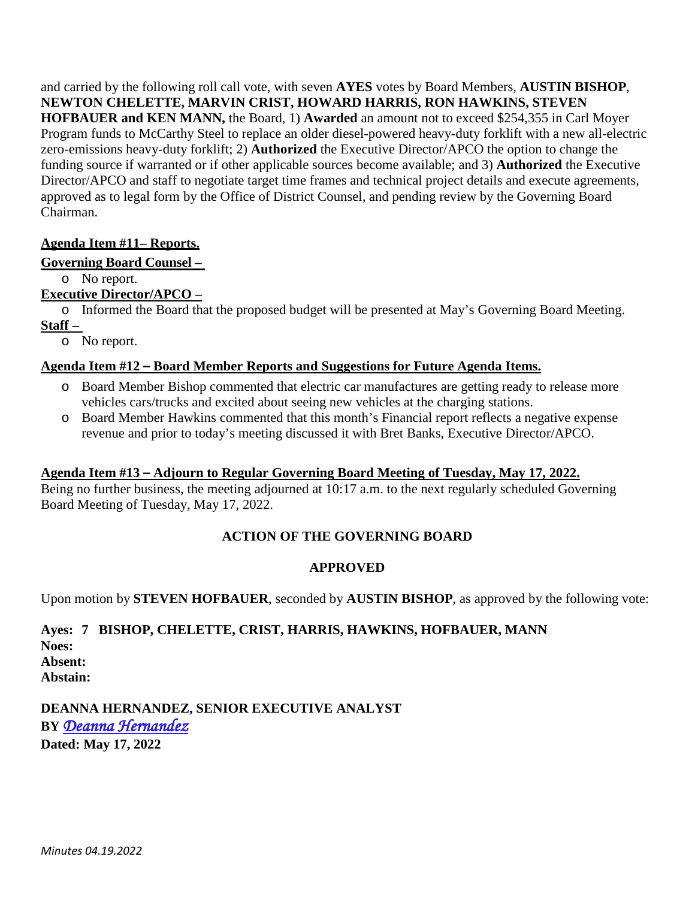and carried by the following roll call vote, with seven **AYES** votes by Board Members, **AUSTIN BISHOP**, **NEWTON CHELETTE, MARVIN CRIST, HOWARD HARRIS, RON HAWKINS, STEVEN HOFBAUER and KEN MANN,** the Board, 1) **Awarded** an amount not to exceed $254,355 in Carl Moyer Program funds to McCarthy Steel to replace an older diesel-powered heavy-duty forklift with a new all-electric zero-emissions heavy-duty forklift; 2) **Authorized** the Executive Director/APCO the option to change the funding source if warranted or if other applicable sources become available; and 3) **Authorized** the Executive Director/APCO and staff to negotiate target time frames and technical project details and execute agreements, approved as to legal form by the Office of District Counsel, and pending review by the Governing Board Chairman.

**Agenda Item #11– Reports.**

**Governing Board Counsel –**

- No report.

**Executive Director/APCO –**

- Informed the Board that the proposed budget will be presented at May's Governing Board Meeting.

**Staff –**

- No report.

**Agenda Item #12 – Board Member Reports and Suggestions for Future Agenda Items.**

- Board Member Bishop commented that electric car manufactures are getting ready to release more vehicles cars/trucks and excited about seeing new vehicles at the charging stations.
- Board Member Hawkins commented that this month's Financial report reflects a negative expense revenue and prior to today's meeting discussed it with Bret Banks, Executive Director/APCO.

**Agenda Item #13 – Adjourn to Regular Governing Board Meeting of Tuesday, May 17, 2022.**

Being no further business, the meeting adjourned at 10:17 a.m. to the next regularly scheduled Governing Board Meeting of Tuesday, May 17, 2022.

**ACTION OF THE GOVERNING BOARD**

**APPROVED**

Upon motion by **STEVEN HOFBAUER**, seconded by **AUSTIN BISHOP**, as approved by the following vote:

**Ayes: 7 BISHOP, CHELETTE, CRIST, HARRIS, HAWKINS, HOFBAUER, MANN**
**Noes:**
**Absent:**
**Abstain:**

**DEANNA HERNANDEZ, SENIOR EXECUTIVE ANALYST**
**BY** *Deanna Hernandez*
**Dated: May 17, 2022**

*Minutes 04.19.2022*